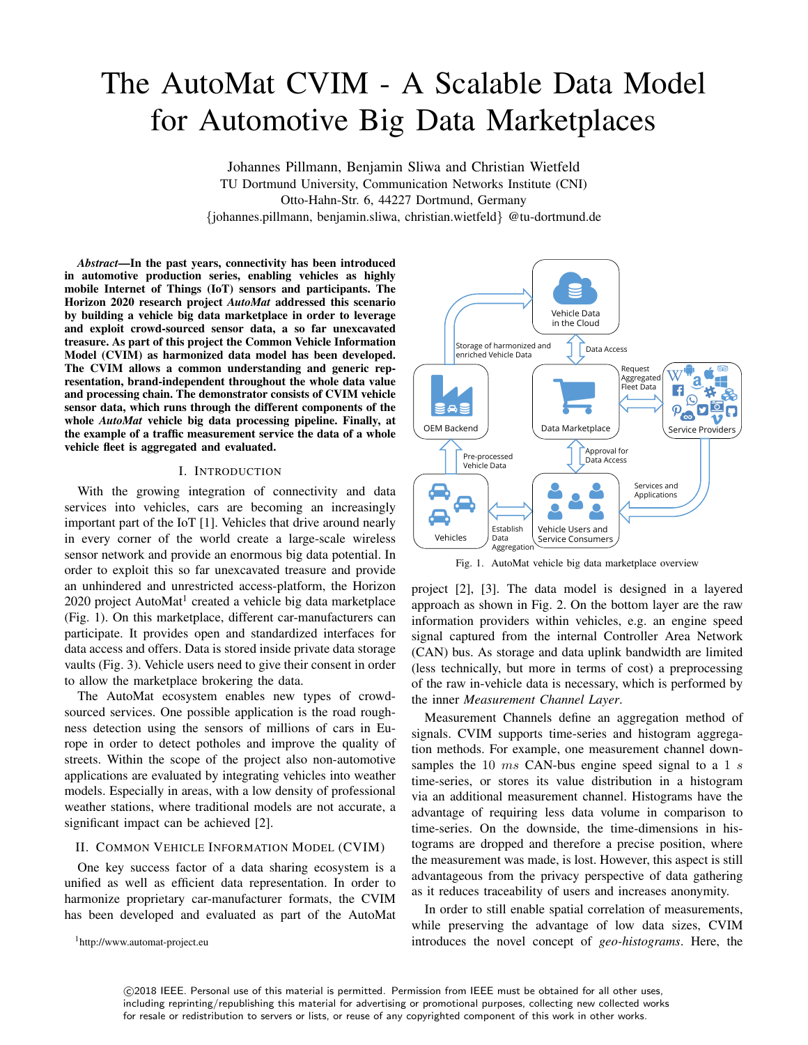# The AutoMat CVIM - A Scalable Data Model for Automotive Big Data Marketplaces

Johannes Pillmann, Benjamin Sliwa and Christian Wietfeld
TU Dortmund University, Communication Networks Institute (CNI)
Otto-Hahn-Str. 6, 44227 Dortmund, Germany
{johannes.pillmann, benjamin.sliwa, christian.wietfeld} @tu-dortmund.de

***Abstract*—In the past years, connectivity has been introduced in automotive production series, enabling vehicles as highly mobile Internet of Things (IoT) sensors and participants. The Horizon 2020 research project *AutoMat* addressed this scenario by building a vehicle big data marketplace in order to leverage and exploit crowd-sourced sensor data, a so far unexcavated treasure. As part of this project the Common Vehicle Information Model (CVIM) as harmonized data model has been developed. The CVIM allows a common understanding and generic representation, brand-independent throughout the whole data value and processing chain. The demonstrator consists of CVIM vehicle sensor data, which runs through the different components of the whole *AutoMat* vehicle big data processing pipeline. Finally, at the example of a traffic measurement service the data of a whole vehicle fleet is aggregated and evaluated.**

## I. Introduction

With the growing integration of connectivity and data services into vehicles, cars are becoming an increasingly important part of the IoT [1]. Vehicles that drive around nearly in every corner of the world create a large-scale wireless sensor network and provide an enormous big data potential. In order to exploit this so far unexcavated treasure and provide an unhindered and unrestricted access-platform, the Horizon 2020 project AutoMat[1] created a vehicle big data marketplace (Fig. 1). On this marketplace, different car-manufacturers can participate. It provides open and standardized interfaces for data access and offers. Data is stored inside private data storage vaults (Fig. 3). Vehicle users need to give their consent in order to allow the marketplace brokering the data.

The AutoMat ecosystem enables new types of crowd-sourced services. One possible application is the road roughness detection using the sensors of millions of cars in Europe in order to detect potholes and improve the quality of streets. Within the scope of the project also non-automotive applications are evaluated by integrating vehicles into weather models. Especially in areas, with a low density of professional weather stations, where traditional models are not accurate, a significant impact can be achieved [2].

## II. Common Vehicle Information Model (CVIM)

One key success factor of a data sharing ecosystem is a unified as well as efficient data representation. In order to harmonize proprietary car-manufacturer formats, the CVIM has been developed and evaluated as part of the AutoMat project [2], [3]. The data model is designed in a layered approach as shown in Fig. 2. On the bottom layer are the raw information providers within vehicles, e.g. an engine speed signal captured from the internal Controller Area Network (CAN) bus. As storage and data uplink bandwidth are limited (less technically, but more in terms of cost) a preprocessing of the raw in-vehicle data is necessary, which is performed by the inner *Measurement Channel Layer*.

Fig. 1. AutoMat vehicle big data marketplace overview

Measurement Channels define an aggregation method of signals. CVIM supports time-series and histogram aggregation methods. For example, one measurement channel downsamples the 10 $ms$ CAN-bus engine speed signal to a 1 $s$ time-series, or stores its value distribution in a histogram via an additional measurement channel. Histograms have the advantage of requiring less data volume in comparison to time-series. On the downside, the time-dimensions in histograms are dropped and therefore a precise position, where the measurement was made, is lost. However, this aspect is still advantageous from the privacy perspective of data gathering as it reduces traceability of users and increases anonymity.

In order to still enable spatial correlation of measurements, while preserving the advantage of low data sizes, CVIM introduces the novel concept of *geo-histograms*. Here, the

[1] http://www.automat-project.eu

©2018 IEEE. Personal use of this material is permitted. Permission from IEEE must be obtained for all other uses, including reprinting/republishing this material for advertising or promotional purposes, collecting new collected works for resale or redistribution to servers or lists, or reuse of any copyrighted component of this work in other works.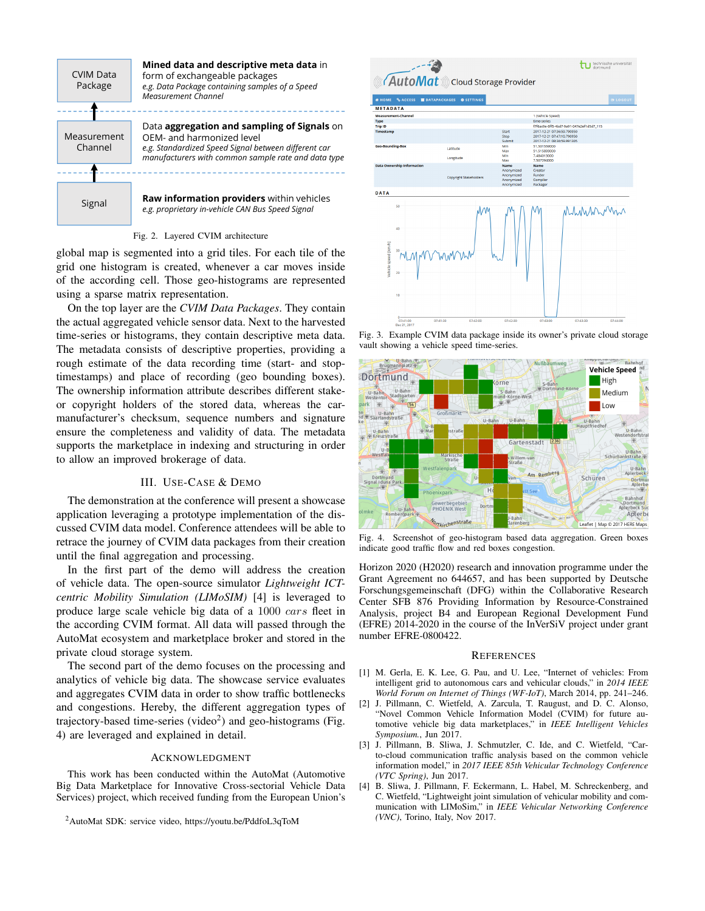CVIM Data Package

**Mined data and descriptive meta data** in form of exchangeable packages
*e.g. Data Package containing samples of a Speed Measurement Channel*

Measurement Channel

Data **aggregation and sampling of Signals** on OEM- and harmonized level
*e.g. Standardized Speed Signal between different car manufacturers with common sample rate and data type*

Signal

**Raw information providers** within vehicles
*e.g. proprietary in-vehicle CAN Bus Speed Signal*

Fig. 2. Layered CVIM architecture

global map is segmented into a grid tiles. For each tile of the grid one histogram is created, whenever a car moves inside of the according cell. Those geo-histograms are represented using a sparse matrix representation.

On the top layer are the *CVIM Data Packages*. They contain the actual aggregated vehicle sensor data. Next to the harvested time-series or histograms, they contain descriptive meta data. The metadata consists of descriptive properties, providing a rough estimate of the data recording time (start- and stop-timestamps) and place of recording (geo bounding boxes). The ownership information attribute describes different stake- or copyright holders of the stored data, whereas the car-manufacturer's checksum, sequence numbers and signature ensure the completeness and validity of data. The metadata supports the marketplace in indexing and structuring in order to allow an improved brokerage of data.

## III. Use-Case & Demo

The demonstration at the conference will present a showcase application leveraging a prototype implementation of the discussed CVIM data model. Conference attendees will be able to retrace the journey of CVIM data packages from their creation until the final aggregation and processing.

In the first part of the demo will address the creation of vehicle data. The open-source simulator *Lightweight ICT-centric Mobility Simulation (LIMoSIM)* [4] is leveraged to produce large scale vehicle big data of a 1000 *cars* fleet in the according CVIM format. All data will passed through the AutoMat ecosystem and marketplace broker and stored in the private cloud storage system.

The second part of the demo focuses on the processing and analytics of vehicle big data. The showcase service evaluates and aggregates CVIM data in order to show traffic bottlenecks and congestions. Hereby, the different aggregation types of trajectory-based time-series (video[2]) and geo-histograms (Fig. 4) are leveraged and explained in detail.

## Acknowledgment

This work has been conducted within the AutoMat (Automotive Big Data Marketplace for Innovative Cross-sectorial Vehicle Data Services) project, which received funding from the European Union's Horizon 2020 (H2020) research and innovation programme under the Grant Agreement no 644657, and has been supported by Deutsche Forschungsgemeinschaft (DFG) within the Collaborative Research Center SFB 876 Providing Information by Resource-Constrained Analysis, project B4 and European Regional Development Fund (EFRE) 2014-2020 in the course of the InVerSiV project under grant number EFRE-0800422.

[2]AutoMat SDK: service video, https://youtu.be/PddfoL3qToM

AutoMat Cloud Storage Provider

METADATA

DATA

Vehicle speed [km/h]

50
40
30
20
10

07:41:00 Dec 21, 2017
07:41:30
07:42:00
07:42:30
07:43:00
07:43:30
07:44:00

Fig. 3. Example CVIM data package inside its owner's private cloud storage vault showing a vehicle speed time-series.

Vehicle Speed
High
Medium
Low

Fig. 4. Screenshot of geo-histogram based data aggregation. Green boxes indicate good traffic flow and red boxes congestion.

## References

[1] M. Gerla, E. K. Lee, G. Pau, and U. Lee, "Internet of vehicles: From intelligent grid to autonomous cars and vehicular clouds," in *2014 IEEE World Forum on Internet of Things (WF-IoT)*, March 2014, pp. 241–246.

[2] J. Pillmann, C. Wietfeld, A. Zarcula, T. Raugust, and D. C. Alonso, "Novel Common Vehicle Information Model (CVIM) for future automotive vehicle big data marketplaces," in *IEEE Intelligent Vehicles Symposium.*, Jun 2017.

[3] J. Pillmann, B. Sliwa, J. Schmutzler, C. Ide, and C. Wietfeld, "Car-to-cloud communication traffic analysis based on the common vehicle information model," in *2017 IEEE 85th Vehicular Technology Conference (VTC Spring)*, Jun 2017.

[4] B. Sliwa, J. Pillmann, F. Eckermann, L. Habel, M. Schreckenberg, and C. Wietfeld, "Lightweight joint simulation of vehicular mobility and communication with LIMoSim," in *IEEE Vehicular Networking Conference (VNC)*, Torino, Italy, Nov 2017.